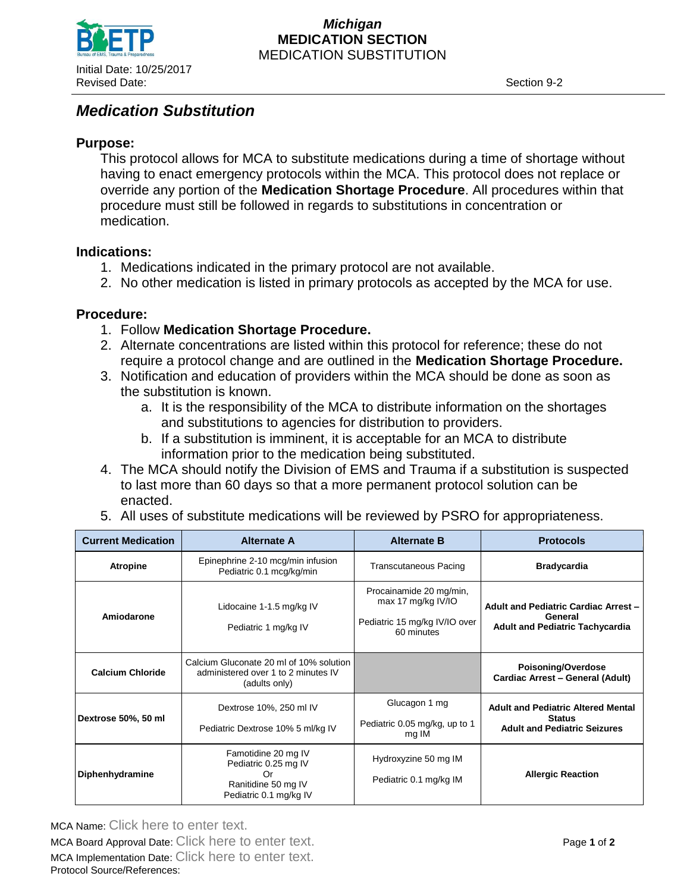**Michigan**
**MEDICATION SECTION**
MEDICATION SUBSTITUTION

Initial Date: 10/25/2017
Revised Date:

Section 9-2

# *Medication Substitution*

### Purpose:

This protocol allows for MCA to substitute medications during a time of shortage without having to enact emergency protocols within the MCA. This protocol does not replace or override any portion of the **Medication Shortage Procedure**. All procedures within that procedure must still be followed in regards to substitutions in concentration or medication.

### Indications:

1. Medications indicated in the primary protocol are not available.
2. No other medication is listed in primary protocols as accepted by the MCA for use.

### Procedure:

1. Follow **Medication Shortage Procedure.**
2. Alternate concentrations are listed within this protocol for reference; these do not require a protocol change and are outlined in the **Medication Shortage Procedure.**
3. Notification and education of providers within the MCA should be done as soon as the substitution is known.
   a. It is the responsibility of the MCA to distribute information on the shortages and substitutions to agencies for distribution to providers.
   b. If a substitution is imminent, it is acceptable for an MCA to distribute information prior to the medication being substituted.
4. The MCA should notify the Division of EMS and Trauma if a substitution is suspected to last more than 60 days so that a more permanent protocol solution can be enacted.
5. All uses of substitute medications will be reviewed by PSRO for appropriateness.

| Current Medication | Alternate A | Alternate B | Protocols |
|---|---|---|---|
| **Atropine** | Epinephrine 2-10 mcg/min infusion<br>Pediatric 0.1 mcg/kg/min | Transcutaneous Pacing | **Bradycardia** |
| **Amiodarone** | Lidocaine 1-1.5 mg/kg IV<br><br>Pediatric 1 mg/kg IV | Procainamide 20 mg/min, max 17 mg/kg IV/IO<br><br>Pediatric 15 mg/kg IV/IO over 60 minutes | **Adult and Pediatric Cardiac Arrest – General**<br>**Adult and Pediatric Tachycardia** |
| **Calcium Chloride** | Calcium Gluconate 20 ml of 10% solution administered over 1 to 2 minutes IV (adults only) | | **Poisoning/Overdose**<br>**Cardiac Arrest – General (Adult)** |
| **Dextrose 50%, 50 ml** | Dextrose 10%, 250 ml IV<br><br>Pediatric Dextrose 10% 5 ml/kg IV | Glucagon 1 mg<br><br>Pediatric 0.05 mg/kg, up to 1 mg IM | **Adult and Pediatric Altered Mental Status**<br>**Adult and Pediatric Seizures** |
| **Diphenhydramine** | Famotidine 20 mg IV<br>Pediatric 0.25 mg IV<br>Or<br>Ranitidine 50 mg IV<br>Pediatric 0.1 mg/kg IV | Hydroxyzine 50 mg IM<br><br>Pediatric 0.1 mg/kg IM | **Allergic Reaction** |

MCA Name: Click here to enter text.
MCA Board Approval Date: Click here to enter text.
MCA Implementation Date: Click here to enter text.
Protocol Source/References: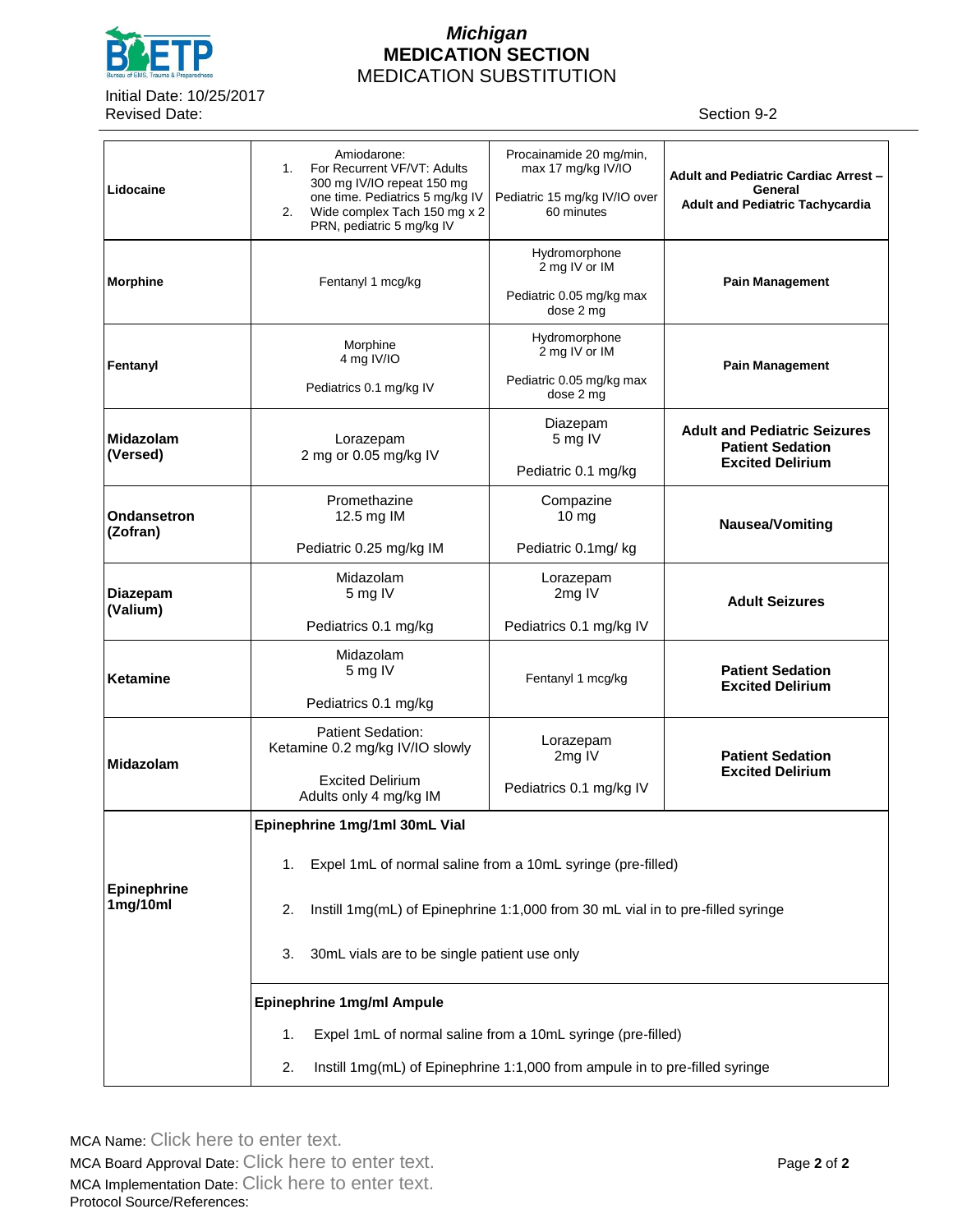# Michigan
## MEDICATION SECTION
## MEDICATION SUBSTITUTION

Initial Date: 10/25/2017
Revised Date:

Section 9-2

| | | | |
|---|---|---|---|
| **Lidocaine** | Amiodarone: 1. For Recurrent VF/VT: Adults 300 mg IV/IO repeat 150 mg one time. Pediatrics 5 mg/kg IV 2. Wide complex Tach 150 mg x 2 PRN, pediatric 5 mg/kg IV | Procainamide 20 mg/min, max 17 mg/kg IV/IO<br><br>Pediatric 15 mg/kg IV/IO over 60 minutes | **Adult and Pediatric Cardiac Arrest – General**<br>**Adult and Pediatric Tachycardia** |
| **Morphine** | Fentanyl 1 mcg/kg | Hydromorphone 2 mg IV or IM<br><br>Pediatric 0.05 mg/kg max dose 2 mg | **Pain Management** |
| **Fentanyl** | Morphine 4 mg IV/IO<br><br>Pediatrics 0.1 mg/kg IV | Hydromorphone 2 mg IV or IM<br><br>Pediatric 0.05 mg/kg max dose 2 mg | **Pain Management** |
| **Midazolam (Versed)** | Lorazepam 2 mg or 0.05 mg/kg IV | Diazepam 5 mg IV<br><br>Pediatric 0.1 mg/kg | **Adult and Pediatric Seizures**<br>**Patient Sedation**<br>**Excited Delirium** |
| **Ondansetron (Zofran)** | Promethazine 12.5 mg IM<br><br>Pediatric 0.25 mg/kg IM | Compazine 10 mg<br><br>Pediatric 0.1mg/ kg | **Nausea/Vomiting** |
| **Diazepam (Valium)** | Midazolam 5 mg IV<br><br>Pediatrics 0.1 mg/kg | Lorazepam 2mg IV<br><br>Pediatrics 0.1 mg/kg IV | **Adult Seizures** |
| **Ketamine** | Midazolam 5 mg IV<br><br>Pediatrics 0.1 mg/kg | Fentanyl 1 mcg/kg | **Patient Sedation**<br>**Excited Delirium** |
| **Midazolam** | Patient Sedation: Ketamine 0.2 mg/kg IV/IO slowly<br><br>Excited Delirium Adults only 4 mg/kg IM | Lorazepam 2mg IV<br><br>Pediatrics 0.1 mg/kg IV | **Patient Sedation**<br>**Excited Delirium** |
| **Epinephrine 1mg/10ml** | **Epinephrine 1mg/1ml 30mL Vial**<br>1. Expel 1mL of normal saline from a 10mL syringe (pre-filled)<br>2. Instill 1mg(mL) of Epinephrine 1:1,000 from 30 mL vial in to pre-filled syringe<br>3. 30mL vials are to be single patient use only<br><br>**Epinephrine 1mg/ml Ampule**<br>1. Expel 1mL of normal saline from a 10mL syringe (pre-filled)<br>2. Instill 1mg(mL) of Epinephrine 1:1,000 from ampule in to pre-filled syringe | | |

MCA Name: Click here to enter text.
MCA Board Approval Date: Click here to enter text.
MCA Implementation Date: Click here to enter text.
Protocol Source/References: